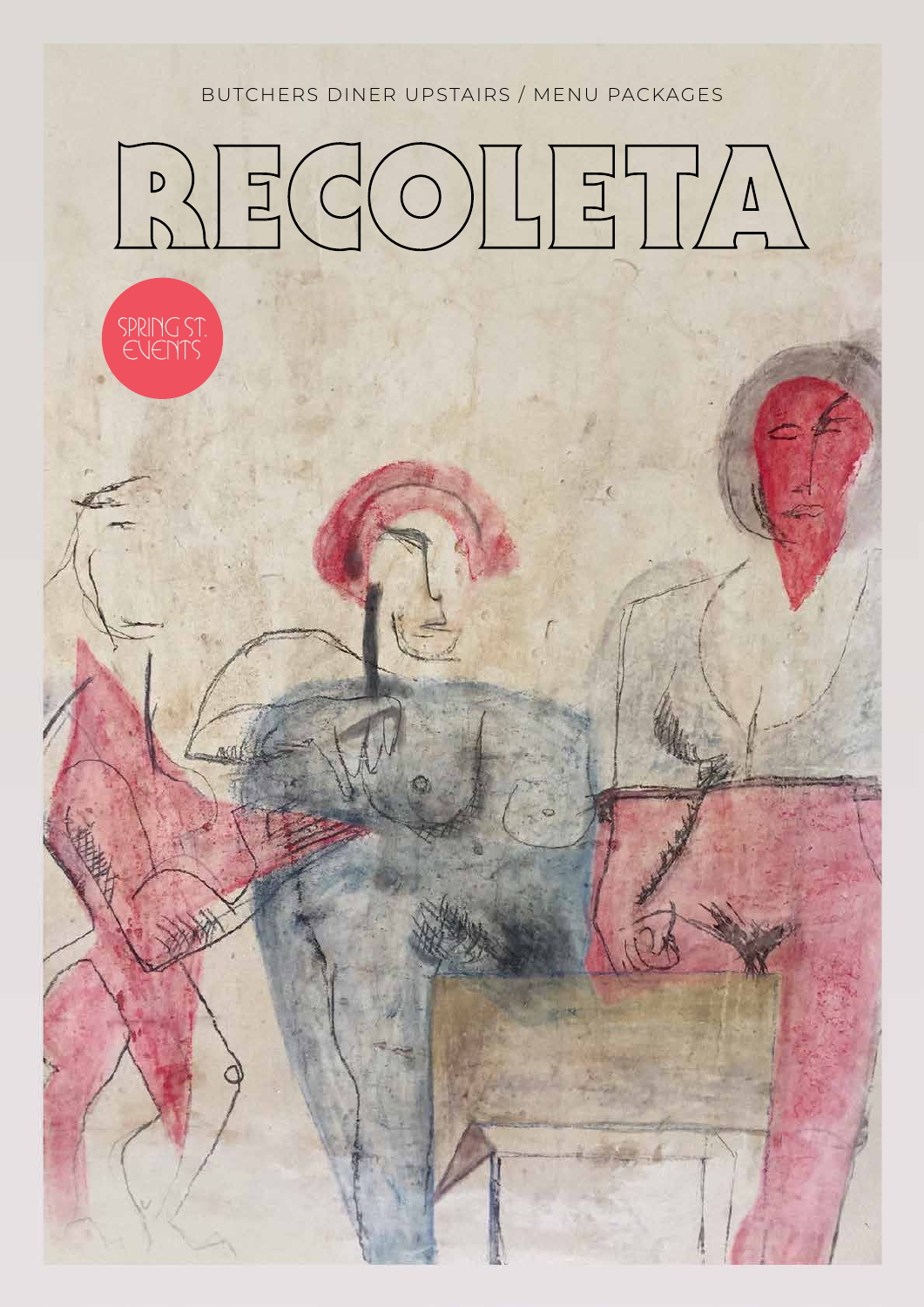BUTCHERS DINER UPSTAIRS / MENU PACKAGES

# RECOLETA

SPRING ST. EVENTS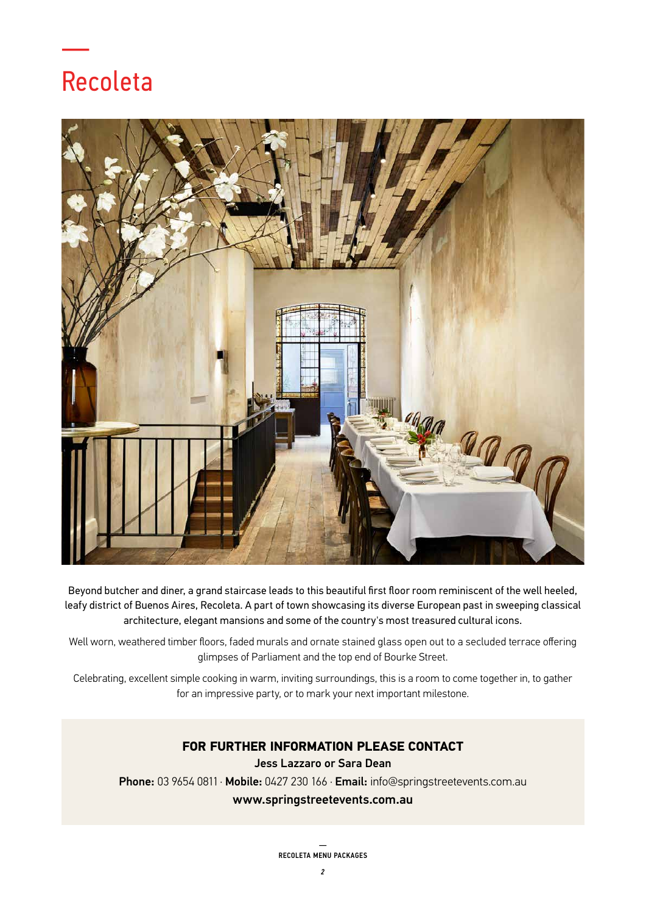# Recoleta

Beyond butcher and diner, a grand staircase leads to this beautiful first floor room reminiscent of the well heeled, leafy district of Buenos Aires, Recoleta. A part of town showcasing its diverse European past in sweeping classical architecture, elegant mansions and some of the country's most treasured cultural icons.

Well worn, weathered timber floors, faded murals and ornate stained glass open out to a secluded terrace offering glimpses of Parliament and the top end of Bourke Street.

Celebrating, excellent simple cooking in warm, inviting surroundings, this is a room to come together in, to gather for an impressive party, or to mark your next important milestone.

**FOR FURTHER INFORMATION PLEASE CONTACT**

**Jess Lazzaro or Sara Dean**

**Phone:** 03 9654 0811 · **Mobile:** 0427 230 166 · **Email:** info@springstreetevents.com.au

**www.springstreetevents.com.au**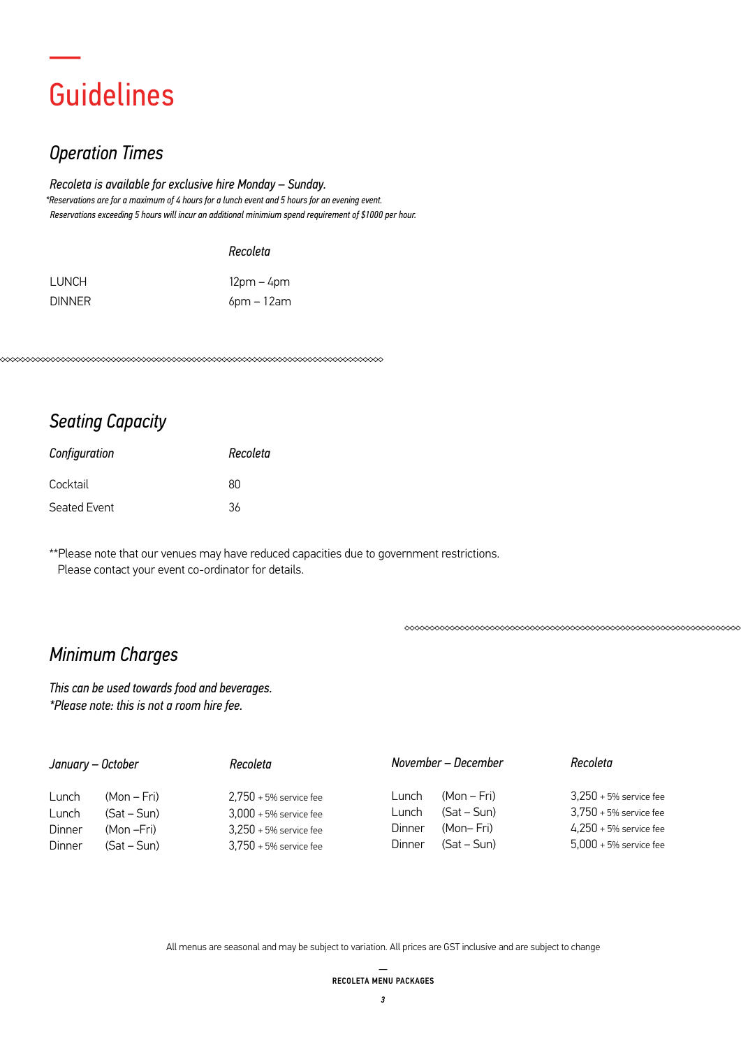# Guidelines

## *Operation Times*

*Recoleta is available for exclusive hire Monday – Sunday.*
*\*Reservations are for a maximum of 4 hours for a lunch event and 5 hours for an evening event.*
*Reservations exceeding 5 hours will incur an additional minimum spend requirement of $1000 per hour.*

| | *Recoleta* |
|---|---|
| LUNCH | 12pm – 4pm |
| DINNER | 6pm – 12am |

## *Seating Capacity*

| *Configuration* | *Recoleta* |
|---|---|
| Cocktail | 80 |
| Seated Event | 36 |

**Please note that our venues may have reduced capacities due to government restrictions. Please contact your event co-ordinator for details.

## *Minimum Charges*

*This can be used towards food and beverages.*
*\*Please note: this is not a room hire fee.*

| *January – October* | | *Recoleta* |
|---|---|---|
| Lunch | (Mon – Fri) | 2,750 + 5% service fee |
| Lunch | (Sat – Sun) | 3,000 + 5% service fee |
| Dinner | (Mon –Fri) | 3,250 + 5% service fee |
| Dinner | (Sat – Sun) | 3,750 + 5% service fee |

| *November – December* | | *Recoleta* |
|---|---|---|
| Lunch | (Mon – Fri) | 3,250 + 5% service fee |
| Lunch | (Sat – Sun) | 3,750 + 5% service fee |
| Dinner | (Mon– Fri) | 4,250 + 5% service fee |
| Dinner | (Sat – Sun) | 5,000 + 5% service fee |

All menus are seasonal and may be subject to variation. All prices are GST inclusive and are subject to change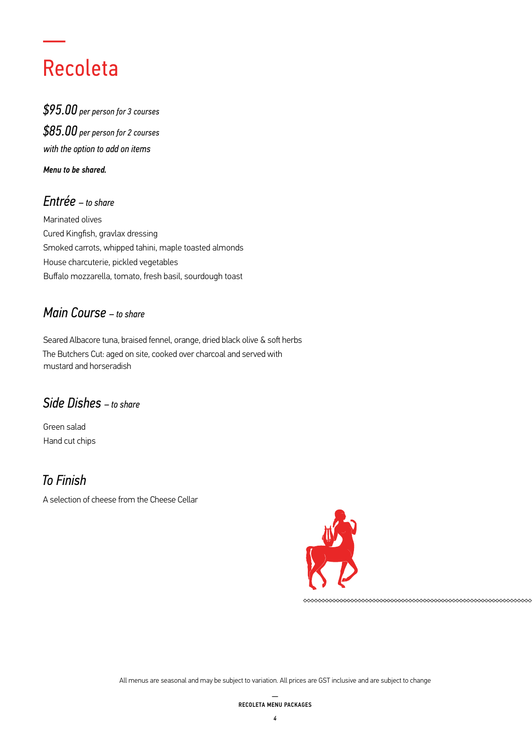# Recoleta

*$95.00 per person for 3 courses*

*$85.00 per person for 2 courses*

*with the option to add on items*

***Menu to be shared.***

## *Entrée – to share*

Marinated olives
Cured Kingfish, gravlax dressing
Smoked carrots, whipped tahini, maple toasted almonds
House charcuterie, pickled vegetables
Buffalo mozzarella, tomato, fresh basil, sourdough toast

## *Main Course – to share*

Seared Albacore tuna, braised fennel, orange, dried black olive & soft herbs
The Butchers Cut: aged on site, cooked over charcoal and served with mustard and horseradish

## *Side Dishes – to share*

Green salad
Hand cut chips

## *To Finish*

A selection of cheese from the Cheese Cellar

All menus are seasonal and may be subject to variation. All prices are GST inclusive and are subject to change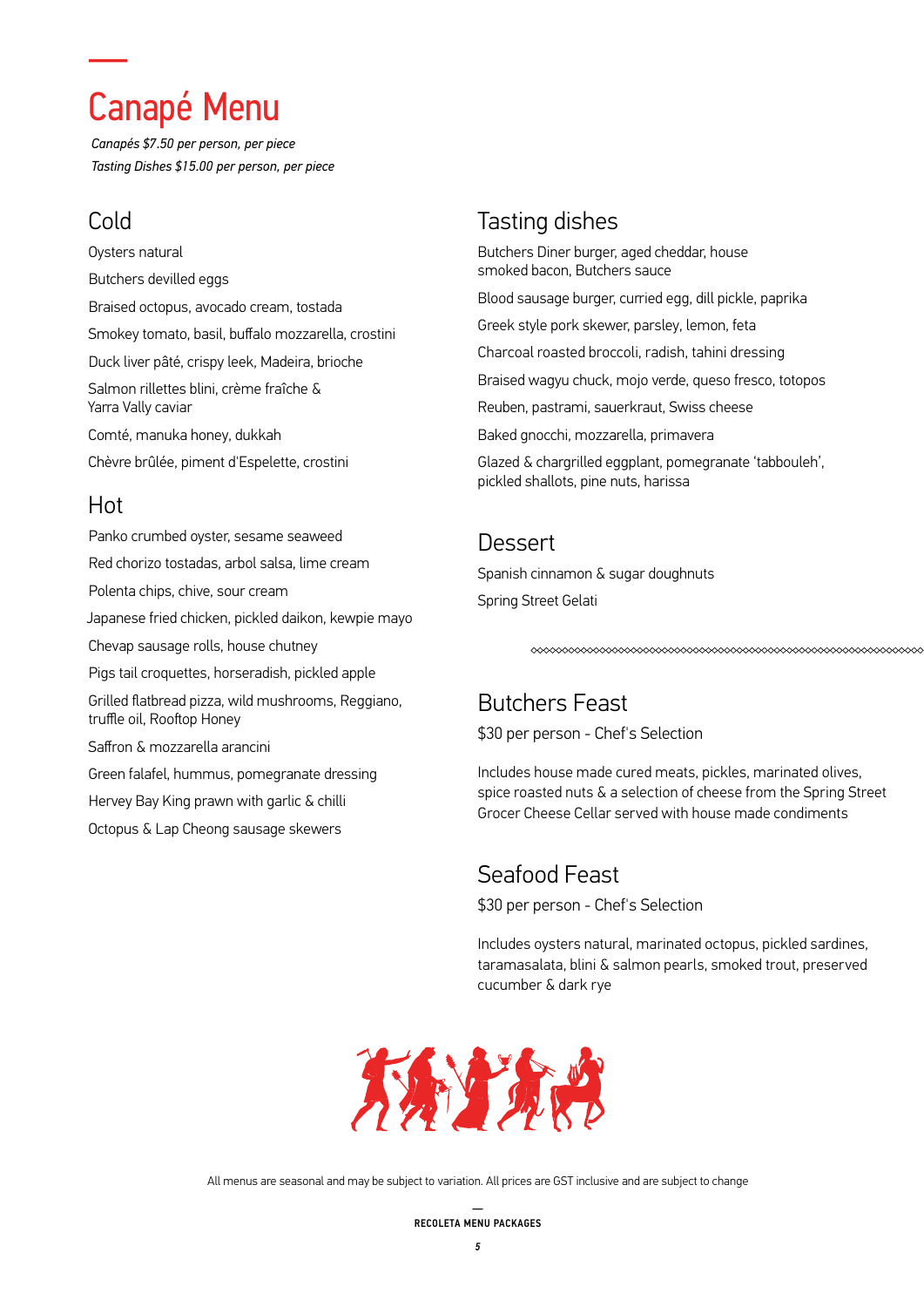# Canapé Menu

*Canapés $7.50 per person, per piece*
*Tasting Dishes $15.00 per person, per piece*

## Cold

Oysters natural

Butchers devilled eggs

Braised octopus, avocado cream, tostada

Smokey tomato, basil, buffalo mozzarella, crostini

Duck liver pâté, crispy leek, Madeira, brioche

Salmon rillettes blini, crème fraîche & Yarra Vally caviar

Comté, manuka honey, dukkah

Chèvre brûlée, piment d'Espelette, crostini

## Hot

Panko crumbed oyster, sesame seaweed

Red chorizo tostadas, arbol salsa, lime cream

Polenta chips, chive, sour cream

Japanese fried chicken, pickled daikon, kewpie mayo

Chevap sausage rolls, house chutney

Pigs tail croquettes, horseradish, pickled apple

Grilled flatbread pizza, wild mushrooms, Reggiano, truffle oil, Rooftop Honey

Saffron & mozzarella arancini

Green falafel, hummus, pomegranate dressing

Hervey Bay King prawn with garlic & chilli

Octopus & Lap Cheong sausage skewers

## Tasting dishes

Butchers Diner burger, aged cheddar, house smoked bacon, Butchers sauce

Blood sausage burger, curried egg, dill pickle, paprika

Greek style pork skewer, parsley, lemon, feta

Charcoal roasted broccoli, radish, tahini dressing

Braised wagyu chuck, mojo verde, queso fresco, totopos

Reuben, pastrami, sauerkraut, Swiss cheese

Baked gnocchi, mozzarella, primavera

Glazed & chargrilled eggplant, pomegranate 'tabbouleh', pickled shallots, pine nuts, harissa

## Dessert

Spanish cinnamon & sugar doughnuts

Spring Street Gelati

## Butchers Feast

$30 per person - Chef's Selection

Includes house made cured meats, pickles, marinated olives, spice roasted nuts & a selection of cheese from the Spring Street Grocer Cheese Cellar served with house made condiments

## Seafood Feast

$30 per person - Chef's Selection

Includes oysters natural, marinated octopus, pickled sardines, taramasalata, blini & salmon pearls, smoked trout, preserved cucumber & dark rye

All menus are seasonal and may be subject to variation. All prices are GST inclusive and are subject to change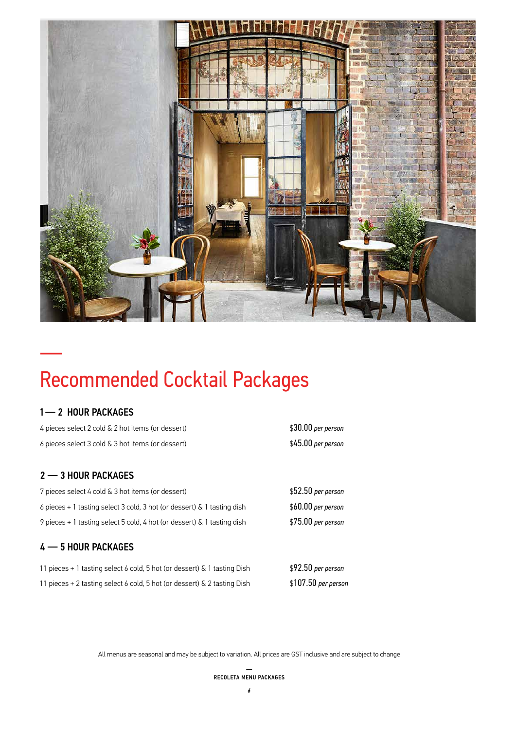# Recommended Cocktail Packages

### 1 — 2 HOUR PACKAGES

| | |
|---|---|
| 4 pieces select 2 cold & 2 hot items (or dessert) | $30.00 *per person* |
| 6 pieces select 3 cold & 3 hot items (or dessert) | $45.00 *per person* |

### 2 — 3 HOUR PACKAGES

| | |
|---|---|
| 7 pieces select 4 cold & 3 hot items (or dessert) | $52.50 *per person* |
| 6 pieces + 1 tasting select 3 cold, 3 hot (or dessert) & 1 tasting dish | $60.00 *per person* |
| 9 pieces + 1 tasting select 5 cold, 4 hot (or dessert) & 1 tasting dish | $75.00 *per person* |

### 4 — 5 HOUR PACKAGES

| | |
|---|---|
| 11 pieces + 1 tasting select 6 cold, 5 hot (or dessert) & 1 tasting Dish | $92.50 *per person* |
| 11 pieces + 2 tasting select 6 cold, 5 hot (or dessert) & 2 tasting Dish | $107.50 *per person* |

All menus are seasonal and may be subject to variation. All prices are GST inclusive and are subject to change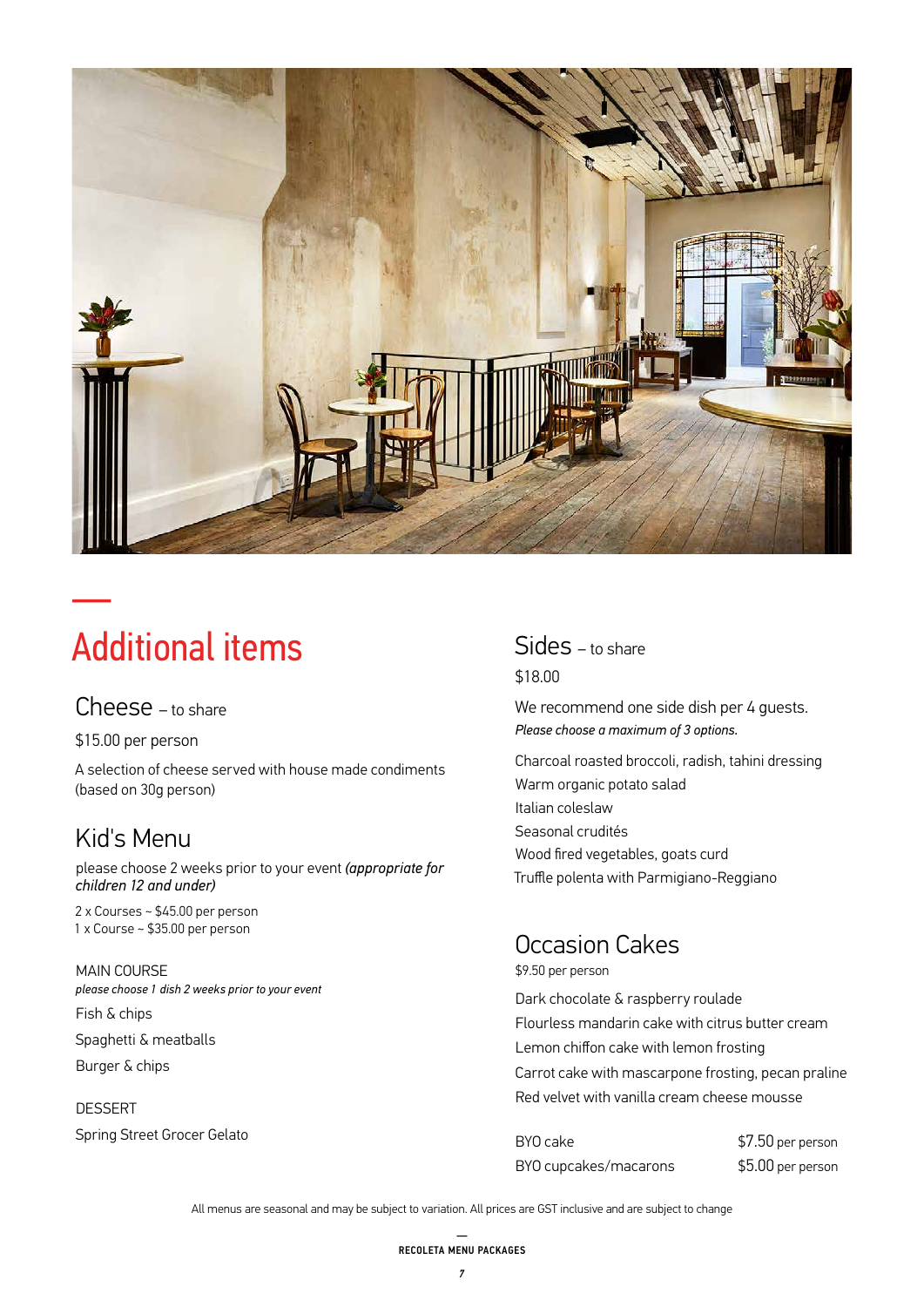# Additional items

## Cheese – to share

$15.00 per person

A selection of cheese served with house made condiments (based on 30g person)

## Kid's Menu

please choose 2 weeks prior to your event *(appropriate for children 12 and under)*

2 x Courses ~ $45.00 per person
1 x Course ~ $35.00 per person

MAIN COURSE

*please choose 1 dish 2 weeks prior to your event*

Fish & chips

Spaghetti & meatballs

Burger & chips

DESSERT

Spring Street Grocer Gelato

## Sides – to share

$18.00

We recommend one side dish per 4 guests.

*Please choose a maximum of 3 options.*

Charcoal roasted broccoli, radish, tahini dressing

Warm organic potato salad

Italian coleslaw

Seasonal crudités

Wood fired vegetables, goats curd

Truffle polenta with Parmigiano-Reggiano

## Occasion Cakes

$9.50 per person

Dark chocolate & raspberry roulade

Flourless mandarin cake with citrus butter cream

Lemon chiffon cake with lemon frosting

Carrot cake with mascarpone frosting, pecan praline

Red velvet with vanilla cream cheese mousse

| | |
|---|---|
| BYO cake | $7.50 per person |
| BYO cupcakes/macarons | $5.00 per person |

All menus are seasonal and may be subject to variation. All prices are GST inclusive and are subject to change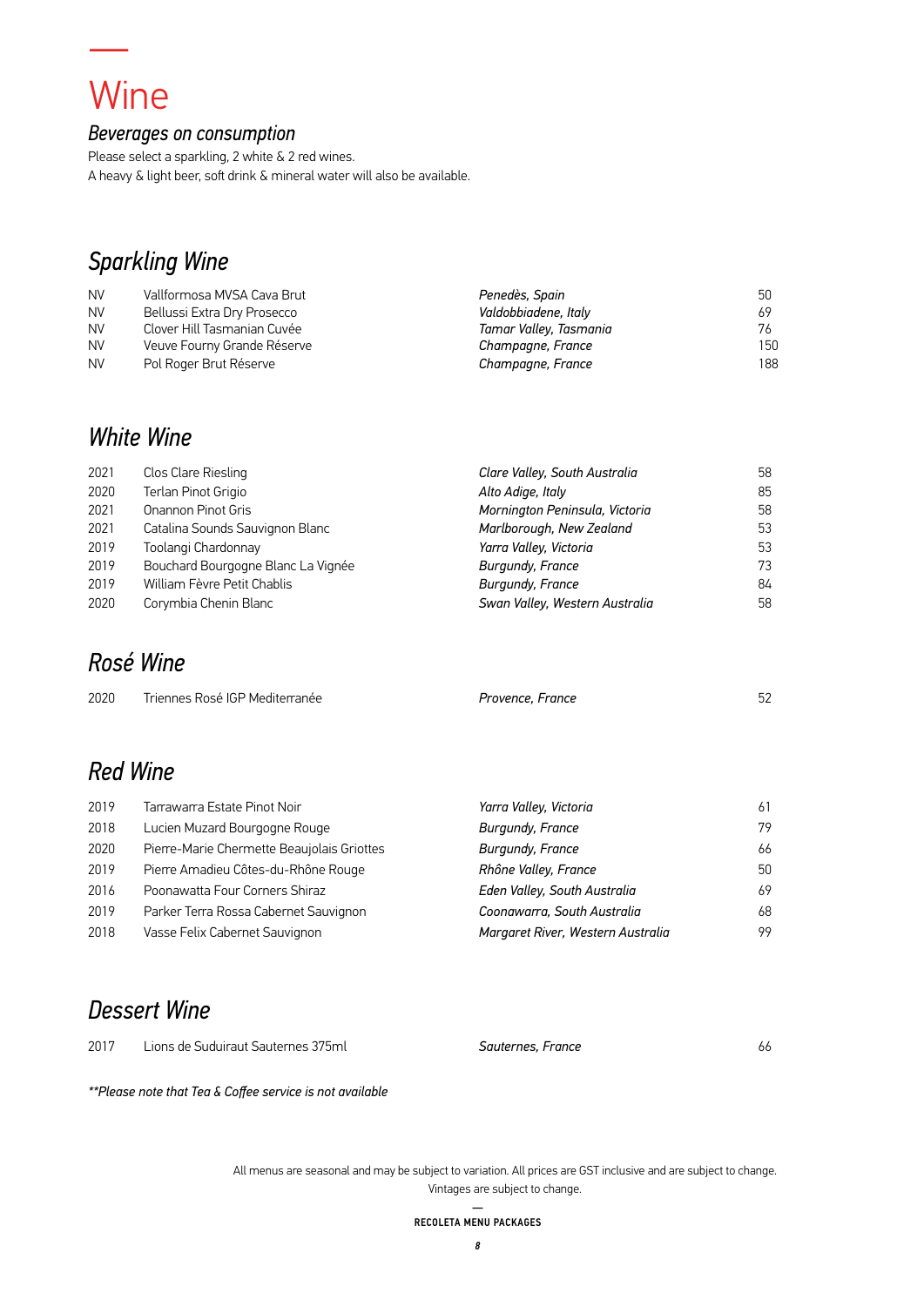# Wine

## *Beverages on consumption*

Please select a sparkling, 2 white & 2 red wines.
A heavy & light beer, soft drink & mineral water will also be available.

## *Sparkling Wine*

| | | | |
|---|---|---|---|
| NV | Vallformosa MVSA Cava Brut | *Penedès, Spain* | 50 |
| NV | Bellussi Extra Dry Prosecco | *Valdobbiadene, Italy* | 69 |
| NV | Clover Hill Tasmanian Cuvée | *Tamar Valley, Tasmania* | 76 |
| NV | Veuve Fourny Grande Réserve | *Champagne, France* | 150 |
| NV | Pol Roger Brut Réserve | *Champagne, France* | 188 |

## *White Wine*

| | | | |
|---|---|---|---|
| 2021 | Clos Clare Riesling | *Clare Valley, South Australia* | 58 |
| 2020 | Terlan Pinot Grigio | *Alto Adige, Italy* | 85 |
| 2021 | Onannon Pinot Gris | *Mornington Peninsula, Victoria* | 58 |
| 2021 | Catalina Sounds Sauvignon Blanc | *Marlborough, New Zealand* | 53 |
| 2019 | Toolangi Chardonnay | *Yarra Valley, Victoria* | 53 |
| 2019 | Bouchard Bourgogne Blanc La Vignée | *Burgundy, France* | 73 |
| 2019 | William Fèvre Petit Chablis | *Burgundy, France* | 84 |
| 2020 | Corymbia Chenin Blanc | *Swan Valley, Western Australia* | 58 |

## *Rosé Wine*

| | | | |
|---|---|---|---|
| 2020 | Triennes Rosé IGP Mediterranée | *Provence, France* | 52 |

## *Red Wine*

| | | | |
|---|---|---|---|
| 2019 | Tarrawarra Estate Pinot Noir | *Yarra Valley, Victoria* | 61 |
| 2018 | Lucien Muzard Bourgogne Rouge | *Burgundy, France* | 79 |
| 2020 | Pierre-Marie Chermette Beaujolais Griottes | *Burgundy, France* | 66 |
| 2019 | Pierre Amadieu Côtes-du-Rhône Rouge | *Rhône Valley, France* | 50 |
| 2016 | Poonawatta Four Corners Shiraz | *Eden Valley, South Australia* | 69 |
| 2019 | Parker Terra Rossa Cabernet Sauvignon | *Coonawarra, South Australia* | 68 |
| 2018 | Vasse Felix Cabernet Sauvignon | *Margaret River, Western Australia* | 99 |

## *Dessert Wine*

| | | | |
|---|---|---|---|
| 2017 | Lions de Suduiraut Sauternes 375ml | *Sauternes, France* | 66 |

*\*\*Please note that Tea & Coffee service is not available*

All menus are seasonal and may be subject to variation. All prices are GST inclusive and are subject to change.
Vintages are subject to change.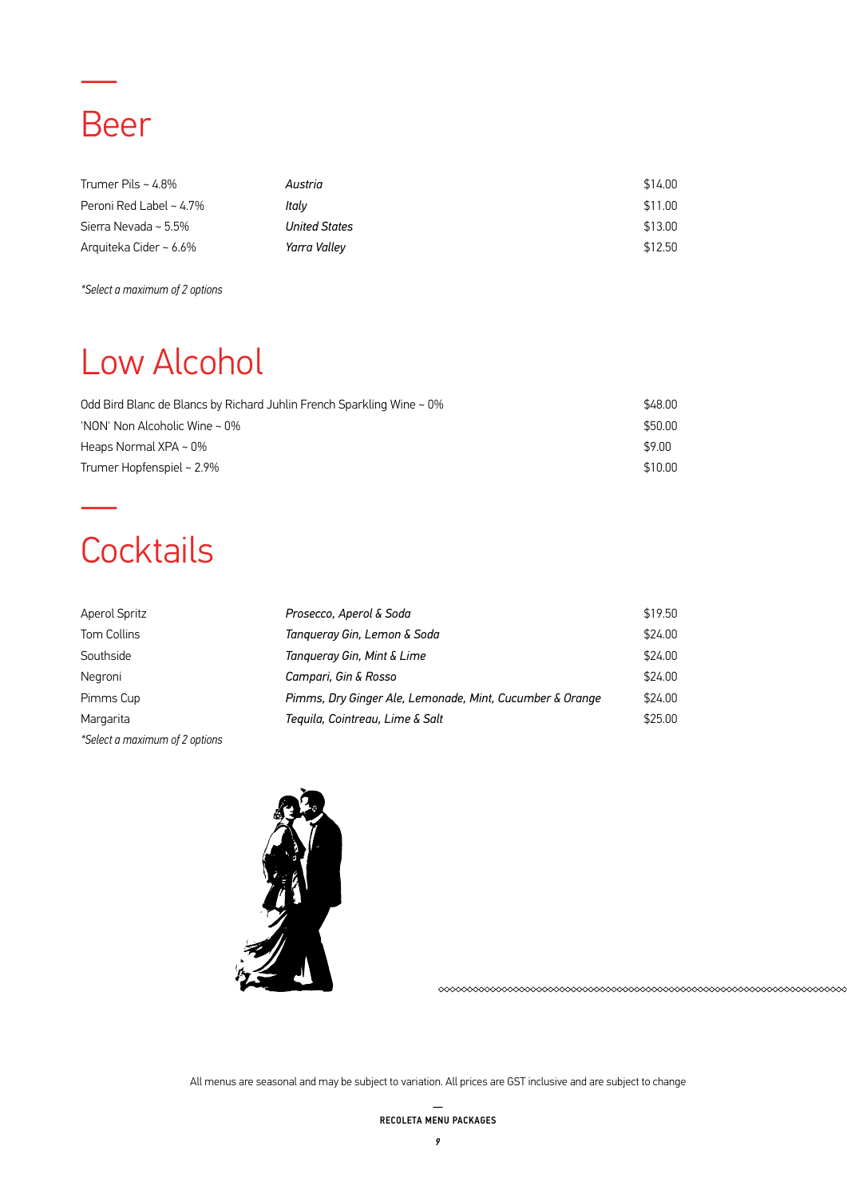# Beer

| | | |
|---|---|---|
| Trumer Pils ~ 4.8% | *Austria* | $14.00 |
| Peroni Red Label ~ 4.7% | *Italy* | $11.00 |
| Sierra Nevada ~ 5.5% | *United States* | $13.00 |
| Arquiteka Cider ~ 6.6% | *Yarra Valley* | $12.50 |

*\*Select a maximum of 2 options*

# Low Alcohol

| | |
|---|---|
| Odd Bird Blanc de Blancs by Richard Juhlin French Sparkling Wine ~ 0% | $48.00 |
| 'NON' Non Alcoholic Wine ~ 0% | $50.00 |
| Heaps Normal XPA ~ 0% | $9.00 |
| Trumer Hopfenspiel ~ 2.9% | $10.00 |

# Cocktails

| | | |
|---|---|---|
| Aperol Spritz | *Prosecco, Aperol & Soda* | $19.50 |
| Tom Collins | *Tanqueray Gin, Lemon & Soda* | $24.00 |
| Southside | *Tanqueray Gin, Mint & Lime* | $24.00 |
| Negroni | *Campari, Gin & Rosso* | $24.00 |
| Pimms Cup | *Pimms, Dry Ginger Ale, Lemonade, Mint, Cucumber & Orange* | $24.00 |
| Margarita | *Tequila, Cointreau, Lime & Salt* | $25.00 |

*\*Select a maximum of 2 options*

All menus are seasonal and may be subject to variation. All prices are GST inclusive and are subject to change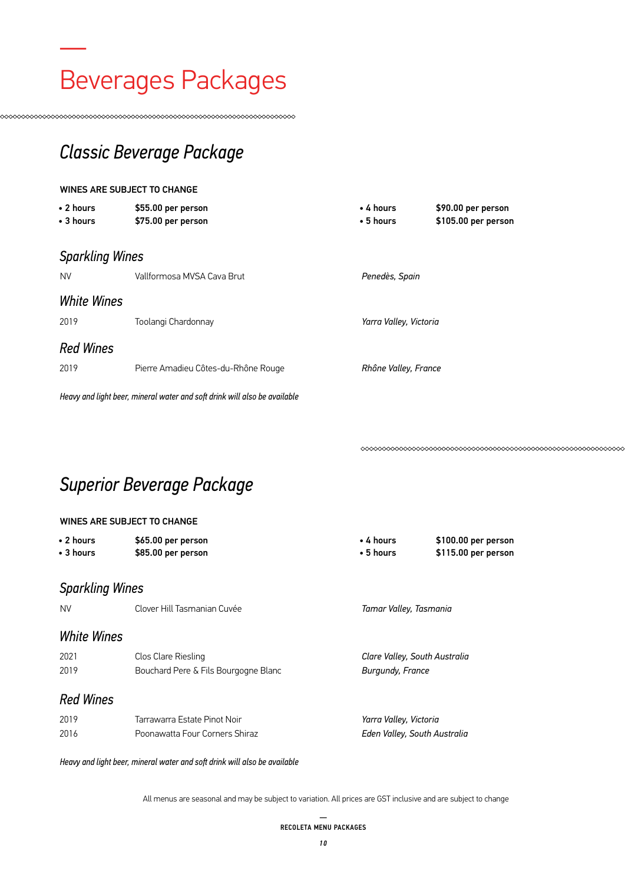# Beverages Packages

## Classic Beverage Package

**WINES ARE SUBJECT TO CHANGE**

- **2 hours** **$55.00 per person**
- **3 hours** **$75.00 per person**
- **4 hours** **$90.00 per person**
- **5 hours** **$105.00 per person**

### *Sparkling Wines*

| | | |
|---|---|---|
| NV | Vallformosa MVSA Cava Brut | *Penedès, Spain* |

### *White Wines*

| | | |
|---|---|---|
| 2019 | Toolangi Chardonnay | *Yarra Valley, Victoria* |

### *Red Wines*

| | | |
|---|---|---|
| 2019 | Pierre Amadieu Côtes-du-Rhône Rouge | *Rhône Valley, France* |

*Heavy and light beer, mineral water and soft drink will also be available*

## Superior Beverage Package

**WINES ARE SUBJECT TO CHANGE**

- **2 hours** **$65.00 per person**
- **3 hours** **$85.00 per person**
- **4 hours** **$100.00 per person**
- **5 hours** **$115.00 per person**

### *Sparkling Wines*

| | | |
|---|---|---|
| NV | Clover Hill Tasmanian Cuvée | *Tamar Valley, Tasmania* |

### *White Wines*

| | | |
|---|---|---|
| 2021 | Clos Clare Riesling | *Clare Valley, South Australia* |
| 2019 | Bouchard Pere & Fils Bourgogne Blanc | *Burgundy, France* |

### *Red Wines*

| | | |
|---|---|---|
| 2019 | Tarrawarra Estate Pinot Noir | *Yarra Valley, Victoria* |
| 2016 | Poonawatta Four Corners Shiraz | *Eden Valley, South Australia* |

*Heavy and light beer, mineral water and soft drink will also be available*

All menus are seasonal and may be subject to variation. All prices are GST inclusive and are subject to change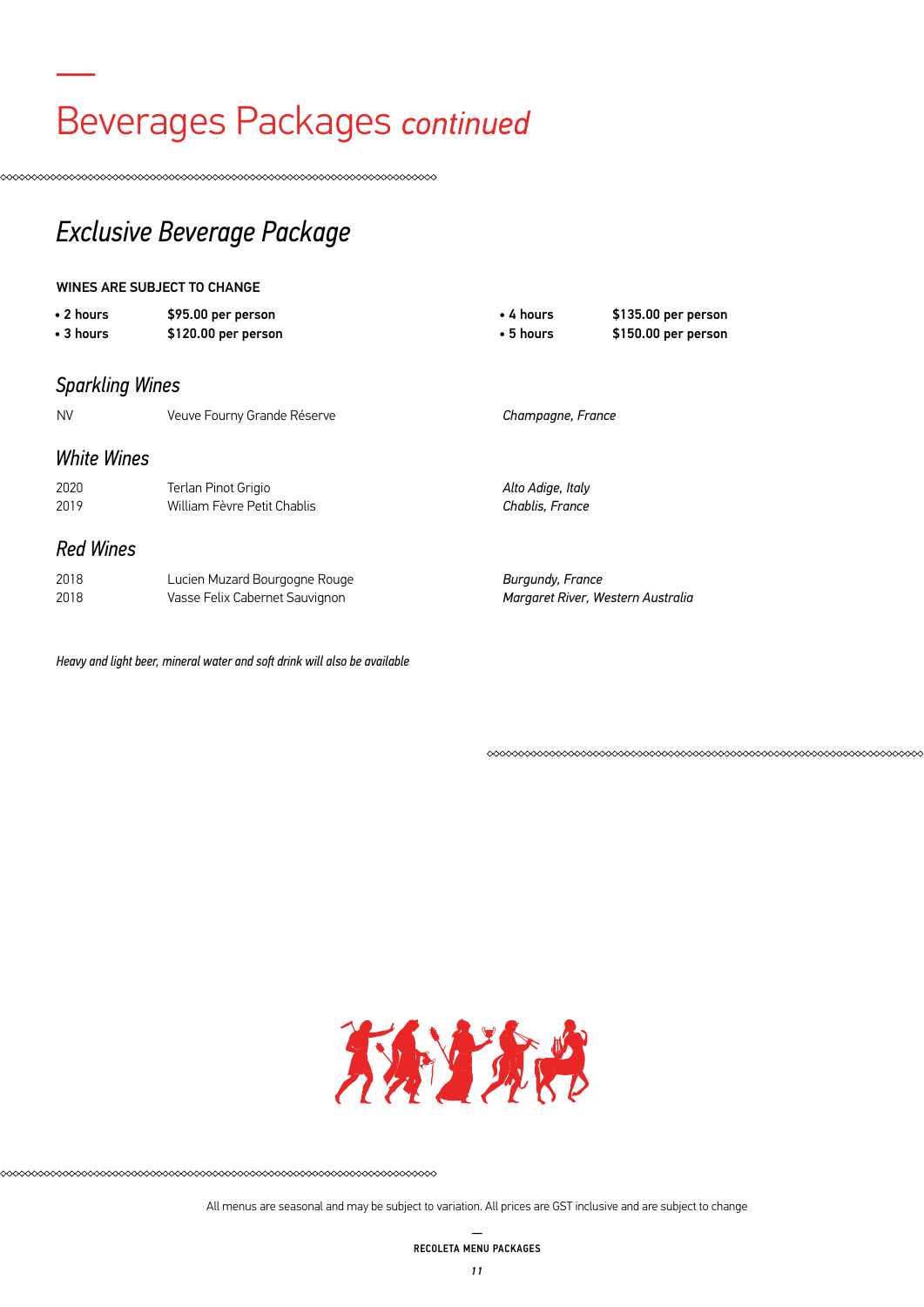# Beverages Packages *continued*

## *Exclusive Beverage Package*

**WINES ARE SUBJECT TO CHANGE**

- **2 hours** **$95.00 per person**
- **3 hours** **$120.00 per person**
- **4 hours** **$135.00 per person**
- **5 hours** **$150.00 per person**

### *Sparkling Wines*

| | | |
|---|---|---|
| NV | Veuve Fourny Grande Réserve | *Champagne, France* |

### *White Wines*

| | | |
|---|---|---|
| 2020 | Terlan Pinot Grigio | *Alto Adige, Italy* |
| 2019 | William Fèvre Petit Chablis | *Chablis, France* |

### *Red Wines*

| | | |
|---|---|---|
| 2018 | Lucien Muzard Bourgogne Rouge | *Burgundy, France* |
| 2018 | Vasse Felix Cabernet Sauvignon | *Margaret River, Western Australia* |

*Heavy and light beer, mineral water and soft drink will also be available*

All menus are seasonal and may be subject to variation. All prices are GST inclusive and are subject to change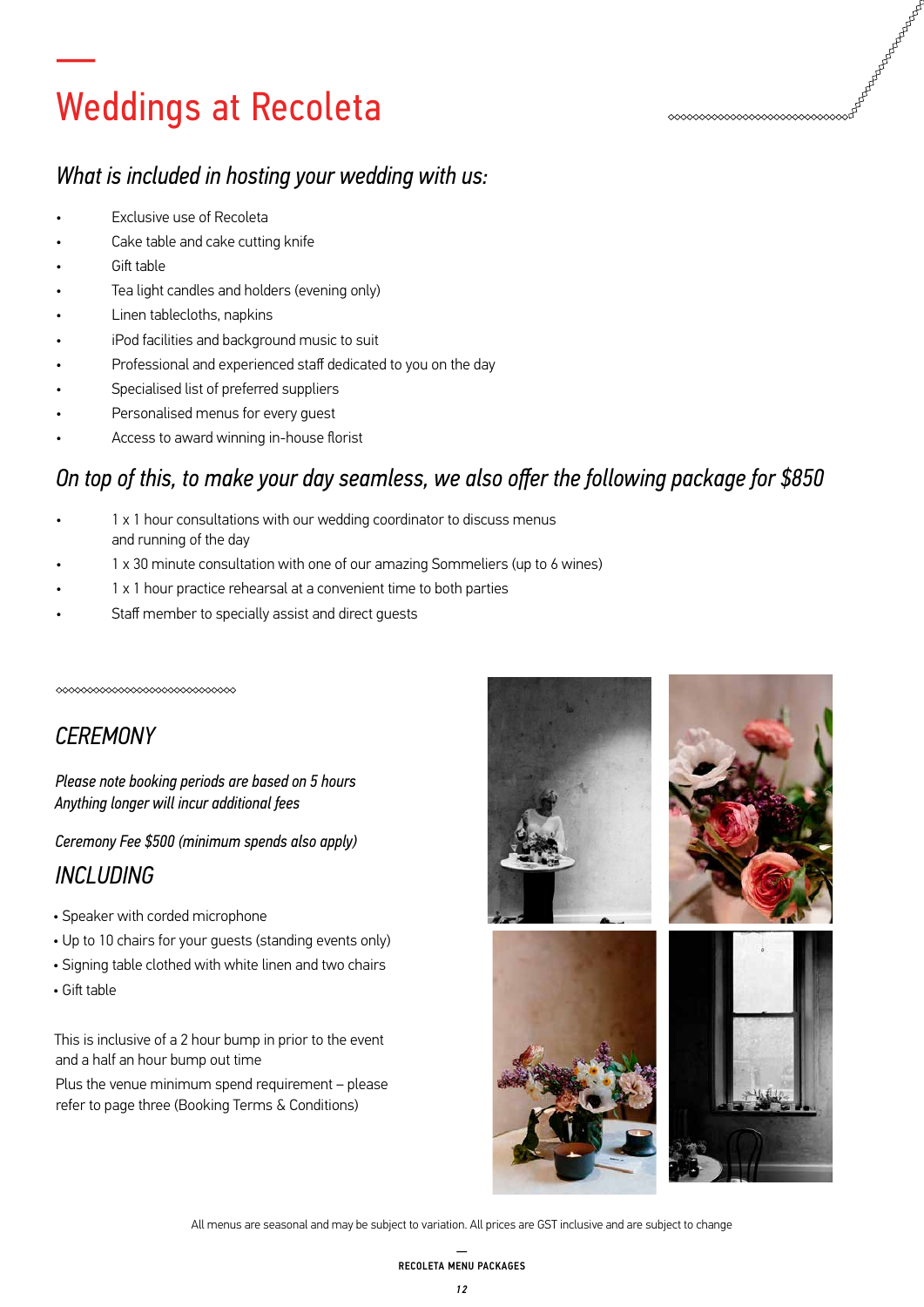# Weddings at Recoleta

## *What is included in hosting your wedding with us:*

- Exclusive use of Recoleta
- Cake table and cake cutting knife
- Gift table
- Tea light candles and holders (evening only)
- Linen tablecloths, napkins
- iPod facilities and background music to suit
- Professional and experienced staff dedicated to you on the day
- Specialised list of preferred suppliers
- Personalised menus for every guest
- Access to award winning in-house florist

## *On top of this, to make your day seamless, we also offer the following package for $850*

- 1 x 1 hour consultations with our wedding coordinator to discuss menus and running of the day
- 1 x 30 minute consultation with one of our amazing Sommeliers (up to 6 wines)
- 1 x 1 hour practice rehearsal at a convenient time to both parties
- Staff member to specially assist and direct guests

## *CEREMONY*

*Please note booking periods are based on 5 hours*
*Anything longer will incur additional fees*

*Ceremony Fee $500 (minimum spends also apply)*

## *INCLUDING*

- Speaker with corded microphone
- Up to 10 chairs for your guests (standing events only)
- Signing table clothed with white linen and two chairs
- Gift table

This is inclusive of a 2 hour bump in prior to the event and a half an hour bump out time

Plus the venue minimum spend requirement – please refer to page three (Booking Terms & Conditions)

All menus are seasonal and may be subject to variation. All prices are GST inclusive and are subject to change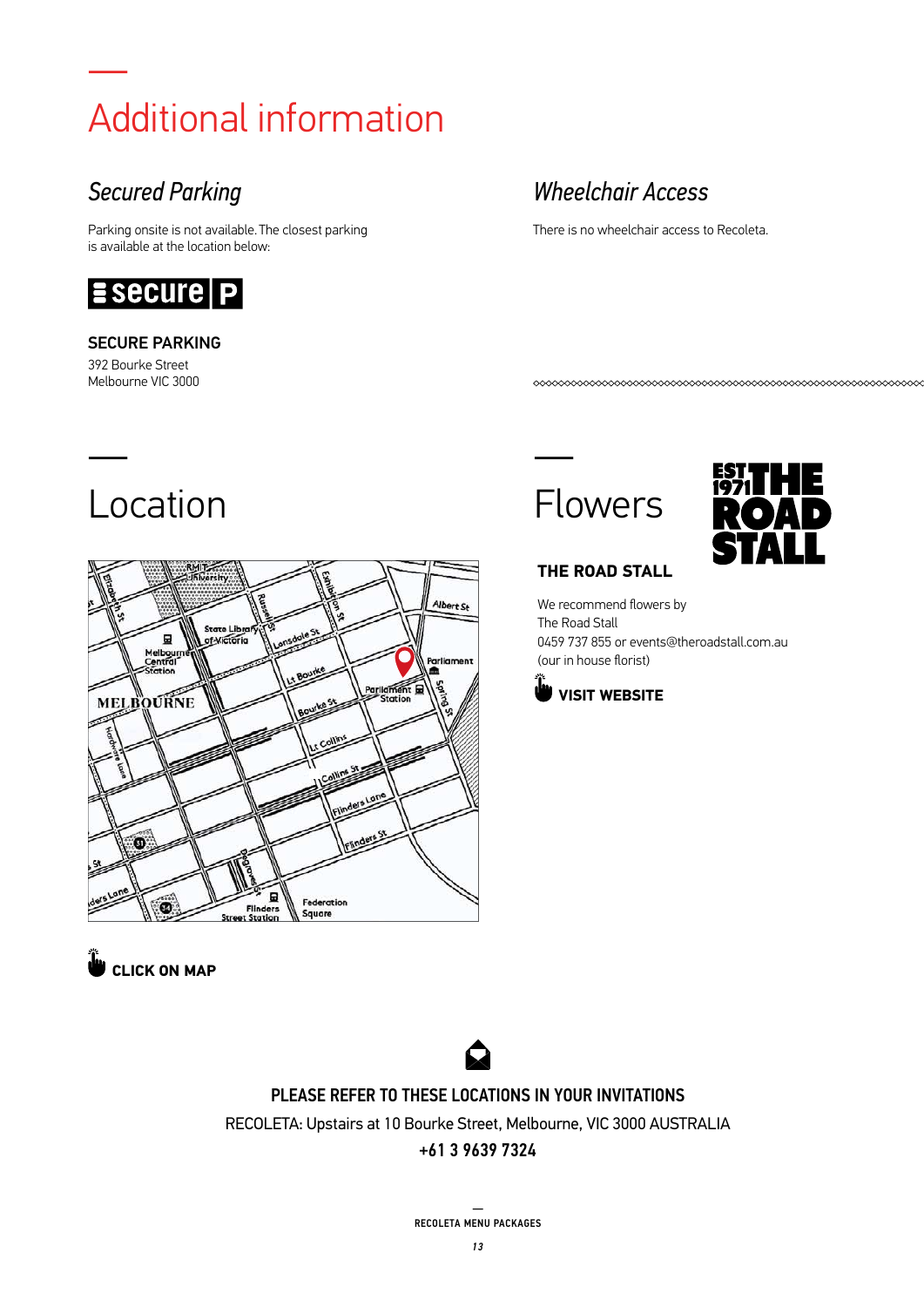# Additional information

## *Secured Parking*

Parking onsite is not available. The closest parking is available at the location below:

**SECURE PARKING**
392 Bourke Street
Melbourne VIC 3000

## *Wheelchair Access*

There is no wheelchair access to Recoleta.

## Location

**CLICK ON MAP**

## Flowers

**THE ROAD STALL**

We recommend flowers by
The Road Stall
0459 737 855 or events@theroadstall.com.au
(our in house florist)

**VISIT WEBSITE**

**PLEASE REFER TO THESE LOCATIONS IN YOUR INVITATIONS**

RECOLETA: Upstairs at 10 Bourke Street, Melbourne, VIC 3000 AUSTRALIA

**+61 3 9639 7324**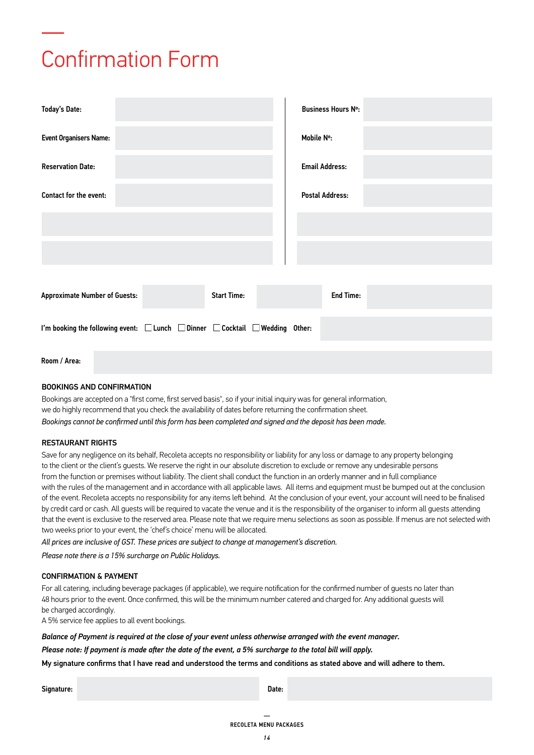# Confirmation Form

| | | | |
|---|---|---|---|
| **Today's Date:** | | **Business Hours Nº:** | |
| **Event Organisers Name:** | | **Mobile Nº:** | |
| **Reservation Date:** | | **Email Address:** | |
| **Contact for the event:** | | **Postal Address:** | |
| | | | |
| | | | |

**Approximate Number of Guests:** ______ **Start Time:** ______ **End Time:** ______

**I'm booking the following event:** ☐ **Lunch** ☐ **Dinner** ☐ **Cocktail** ☐ **Wedding** **Other:** ______

**Room / Area:** ______

### BOOKINGS AND CONFIRMATION

Bookings are accepted on a "first come, first served basis", so if your initial inquiry was for general information, we do highly recommend that you check the availability of dates before returning the confirmation sheet.

*Bookings cannot be confirmed until this form has been completed and signed and the deposit has been made.*

### RESTAURANT RIGHTS

Save for any negligence on its behalf, Recoleta accepts no responsibility or liability for any loss or damage to any property belonging to the client or the client's guests. We reserve the right in our absolute discretion to exclude or remove any undesirable persons from the function or premises without liability. The client shall conduct the function in an orderly manner and in full compliance with the rules of the management and in accordance with all applicable laws. All items and equipment must be bumped out at the conclusion of the event. Recoleta accepts no responsibility for any items left behind. At the conclusion of your event, your account will need to be finalised by credit card or cash. All guests will be required to vacate the venue and it is the responsibility of the organiser to inform all guests attending that the event is exclusive to the reserved area. Please note that we require menu selections as soon as possible. If menus are not selected with two weeks prior to your event, the 'chef's choice' menu will be allocated.

*All prices are inclusive of GST. These prices are subject to change at management's discretion.*

*Please note there is a 15% surcharge on Public Holidays.*

### CONFIRMATION & PAYMENT

For all catering, including beverage packages (if applicable), we require notification for the confirmed number of guests no later than 48 hours prior to the event. Once confirmed, this will be the minimum number catered and charged for. Any additional guests will be charged accordingly.

A 5% service fee applies to all event bookings.

***Balance of Payment is required at the close of your event unless otherwise arranged with the event manager.***

***Please note: If payment is made after the date of the event, a 5% surcharge to the total bill will apply.***

**My signature confirms that I have read and understood the terms and conditions as stated above and will adhere to them.**

**Signature:** ______ **Date:** ______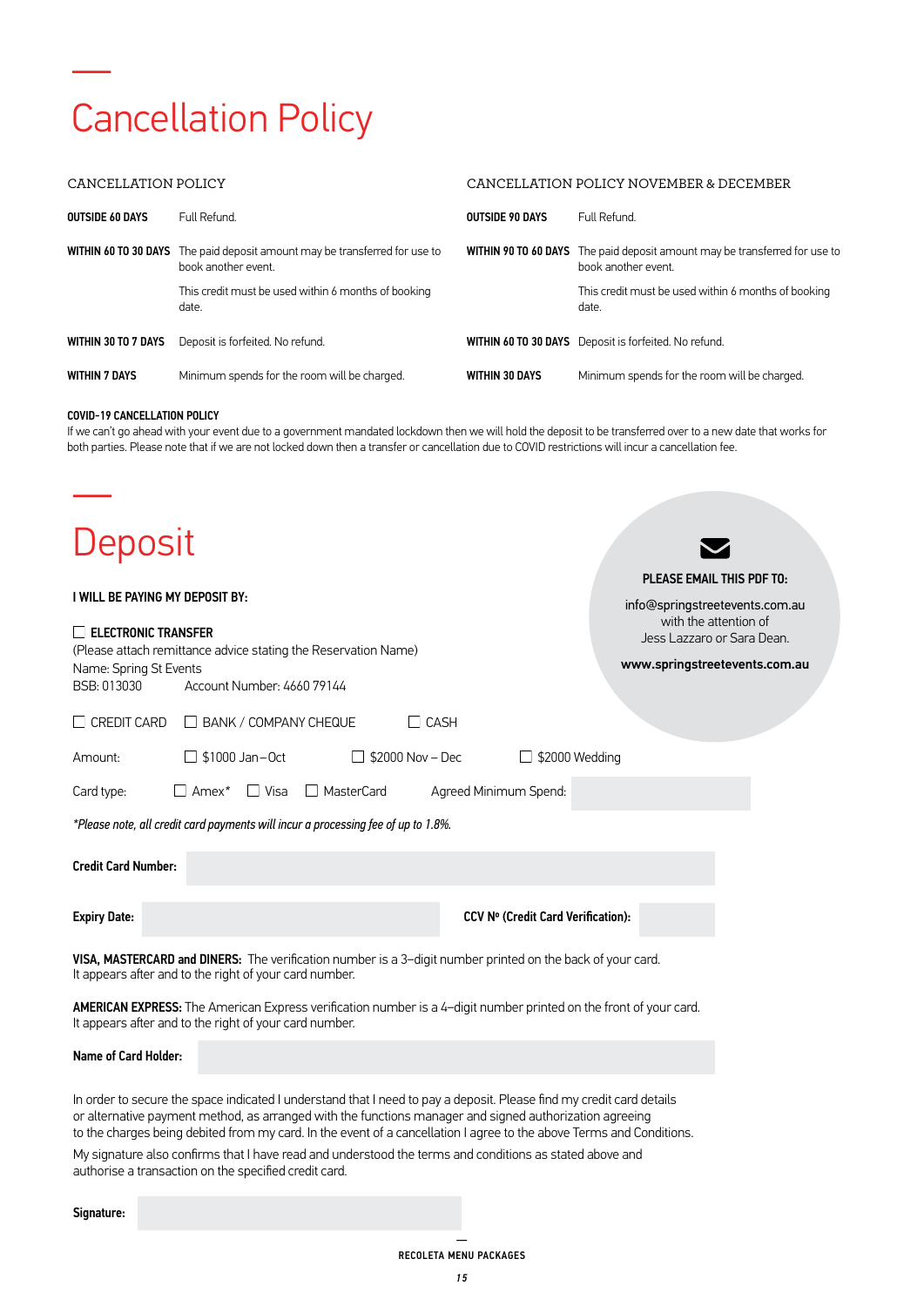# Cancellation Policy

CANCELLATION POLICY

| | |
|---|---|
| **OUTSIDE 60 DAYS** | Full Refund. |
| **WITHIN 60 TO 30 DAYS** | The paid deposit amount may be transferred for use to book another event. This credit must be used within 6 months of booking date. |
| **WITHIN 30 TO 7 DAYS** | Deposit is forfeited. No refund. |
| **WITHIN 7 DAYS** | Minimum spends for the room will be charged. |

CANCELLATION POLICY NOVEMBER & DECEMBER

| | |
|---|---|
| **OUTSIDE 90 DAYS** | Full Refund. |
| **WITHIN 90 TO 60 DAYS** | The paid deposit amount may be transferred for use to book another event. This credit must be used within 6 months of booking date. |
| **WITHIN 60 TO 30 DAYS** | Deposit is forfeited. No refund. |
| **WITHIN 30 DAYS** | Minimum spends for the room will be charged. |

**COVID-19 CANCELLATION POLICY**

If we can't go ahead with your event due to a government mandated lockdown then we will hold the deposit to be transferred over to a new date that works for both parties. Please note that if we are not locked down then a transfer or cancellation due to COVID restrictions will incur a cancellation fee.

# Deposit

**PLEASE EMAIL THIS PDF TO:**

info@springstreetevents.com.au
with the attention of
Jess Lazzaro or Sara Dean.

**www.springstreetevents.com.au**

**I WILL BE PAYING MY DEPOSIT BY:**

☐ **ELECTRONIC TRANSFER**
(Please attach remittance advice stating the Reservation Name)
Name: Spring St Events
BSB: 013030 Account Number: 4660 79144

☐ CREDIT CARD ☐ BANK / COMPANY CHEQUE ☐ CASH

Amount: ☐ $1000 Jan – Oct ☐ $2000 Nov – Dec ☐ $2000 Wedding

Card type: ☐ Amex* ☐ Visa ☐ MasterCard Agreed Minimum Spend:

*\*Please note, all credit card payments will incur a processing fee of up to 1.8%.*

**Credit Card Number:**

**Expiry Date:** **CCV Nº (Credit Card Verification):**

**VISA, MASTERCARD and DINERS:** The verification number is a 3–digit number printed on the back of your card. It appears after and to the right of your card number.

**AMERICAN EXPRESS:** The American Express verification number is a 4–digit number printed on the front of your card. It appears after and to the right of your card number.

**Name of Card Holder:**

In order to secure the space indicated I understand that I need to pay a deposit. Please find my credit card details or alternative payment method, as arranged with the functions manager and signed authorization agreeing to the charges being debited from my card. In the event of a cancellation I agree to the above Terms and Conditions.

My signature also confirms that I have read and understood the terms and conditions as stated above and authorise a transaction on the specified credit card.

**Signature:**